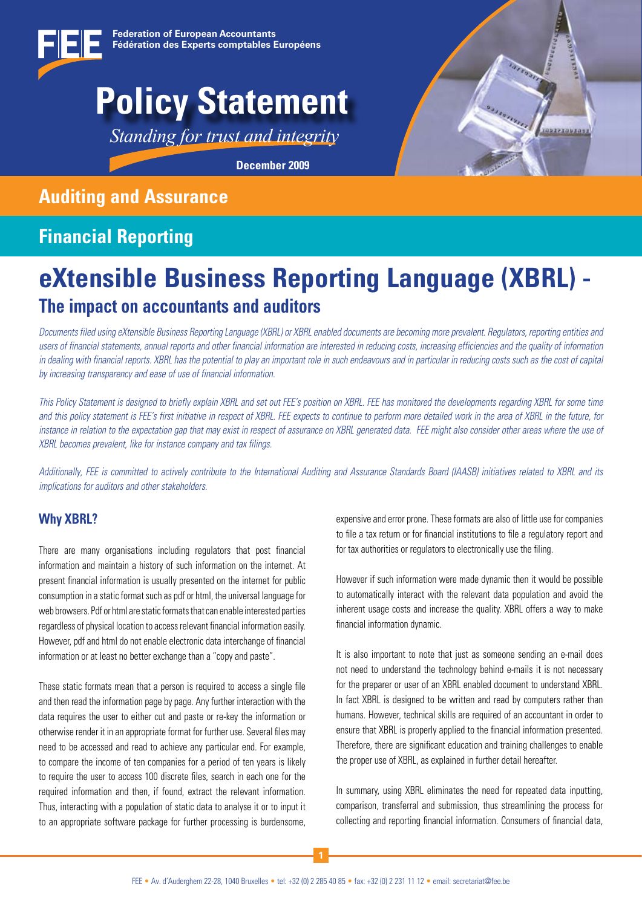Federation of European Accountants
Fédération des Experts comptables Européens

# Policy Statement

*Standing for trust and integrity*

December 2009

## Auditing and Assurance

## Financial Reporting

# eXtensible Business Reporting Language (XBRL) - The impact on accountants and auditors

*Documents filed using eXtensible Business Reporting Language (XBRL) or XBRL enabled documents are becoming more prevalent. Regulators, reporting entities and users of financial statements, annual reports and other financial information are interested in reducing costs, increasing efficiencies and the quality of information in dealing with financial reports. XBRL has the potential to play an important role in such endeavours and in particular in reducing costs such as the cost of capital by increasing transparency and ease of use of financial information.*

*This Policy Statement is designed to briefly explain XBRL and set out FEE's position on XBRL. FEE has monitored the developments regarding XBRL for some time and this policy statement is FEE's first initiative in respect of XBRL. FEE expects to continue to perform more detailed work in the area of XBRL in the future, for instance in relation to the expectation gap that may exist in respect of assurance on XBRL generated data. FEE might also consider other areas where the use of XBRL becomes prevalent, like for instance company and tax filings.*

*Additionally, FEE is committed to actively contribute to the International Auditing and Assurance Standards Board (IAASB) initiatives related to XBRL and its implications for auditors and other stakeholders.*

### Why XBRL?

There are many organisations including regulators that post financial information and maintain a history of such information on the internet. At present financial information is usually presented on the internet for public consumption in a static format such as pdf or html, the universal language for web browsers. Pdf or html are static formats that can enable interested parties regardless of physical location to access relevant financial information easily. However, pdf and html do not enable electronic data interchange of financial information or at least no better exchange than a "copy and paste".

These static formats mean that a person is required to access a single file and then read the information page by page. Any further interaction with the data requires the user to either cut and paste or re-key the information or otherwise render it in an appropriate format for further use. Several files may need to be accessed and read to achieve any particular end. For example, to compare the income of ten companies for a period of ten years is likely to require the user to access 100 discrete files, search in each one for the required information and then, if found, extract the relevant information. Thus, interacting with a population of static data to analyse it or to input it to an appropriate software package for further processing is burdensome, expensive and error prone. These formats are also of little use for companies to file a tax return or for financial institutions to file a regulatory report and for tax authorities or regulators to electronically use the filing.

However if such information were made dynamic then it would be possible to automatically interact with the relevant data population and avoid the inherent usage costs and increase the quality. XBRL offers a way to make financial information dynamic.

It is also important to note that just as someone sending an e-mail does not need to understand the technology behind e-mails it is not necessary for the preparer or user of an XBRL enabled document to understand XBRL. In fact XBRL is designed to be written and read by computers rather than humans. However, technical skills are required of an accountant in order to ensure that XBRL is properly applied to the financial information presented. Therefore, there are significant education and training challenges to enable the proper use of XBRL, as explained in further detail hereafter.

In summary, using XBRL eliminates the need for repeated data inputting, comparison, transferral and submission, thus streamlining the process for collecting and reporting financial information. Consumers of financial data,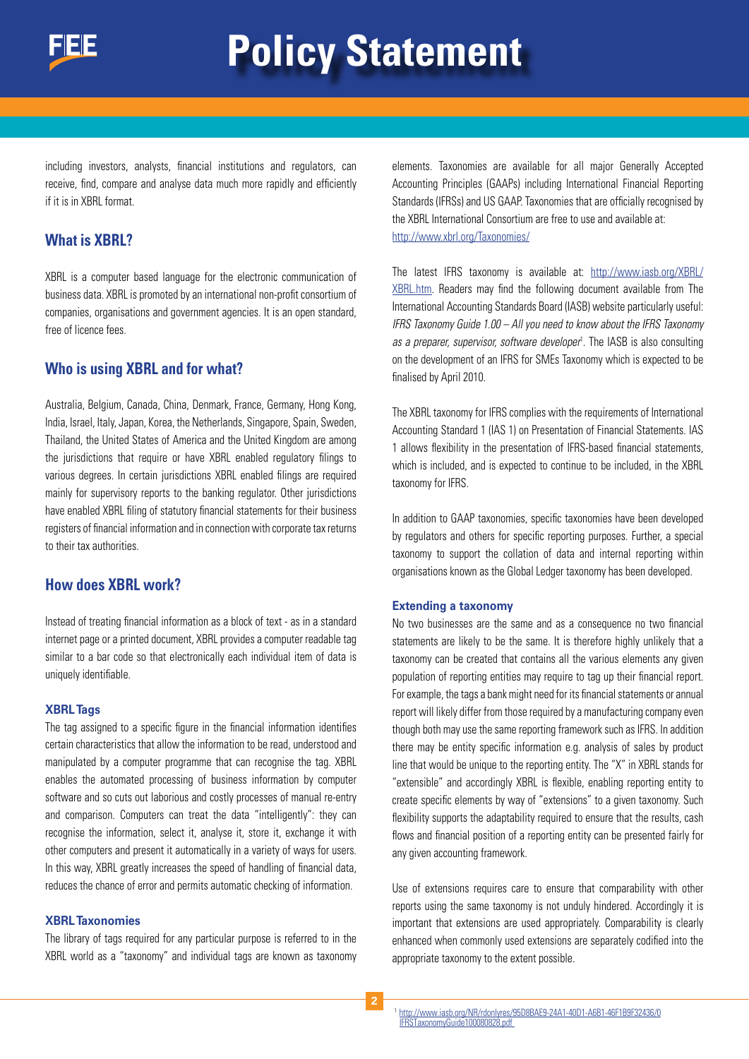including investors, analysts, financial institutions and regulators, can receive, find, compare and analyse data much more rapidly and efficiently if it is in XBRL format.

## What is XBRL?

XBRL is a computer based language for the electronic communication of business data. XBRL is promoted by an international non-profit consortium of companies, organisations and government agencies. It is an open standard, free of licence fees.

## Who is using XBRL and for what?

Australia, Belgium, Canada, China, Denmark, France, Germany, Hong Kong, India, Israel, Italy, Japan, Korea, the Netherlands, Singapore, Spain, Sweden, Thailand, the United States of America and the United Kingdom are among the jurisdictions that require or have XBRL enabled regulatory filings to various degrees. In certain jurisdictions XBRL enabled filings are required mainly for supervisory reports to the banking regulator. Other jurisdictions have enabled XBRL filing of statutory financial statements for their business registers of financial information and in connection with corporate tax returns to their tax authorities.

## How does XBRL work?

Instead of treating financial information as a block of text - as in a standard internet page or a printed document, XBRL provides a computer readable tag similar to a bar code so that electronically each individual item of data is uniquely identifiable.

### XBRL Tags

The tag assigned to a specific figure in the financial information identifies certain characteristics that allow the information to be read, understood and manipulated by a computer programme that can recognise the tag. XBRL enables the automated processing of business information by computer software and so cuts out laborious and costly processes of manual re-entry and comparison. Computers can treat the data "intelligently": they can recognise the information, select it, analyse it, store it, exchange it with other computers and present it automatically in a variety of ways for users. In this way, XBRL greatly increases the speed of handling of financial data, reduces the chance of error and permits automatic checking of information.

### XBRL Taxonomies

The library of tags required for any particular purpose is referred to in the XBRL world as a "taxonomy" and individual tags are known as taxonomy elements. Taxonomies are available for all major Generally Accepted Accounting Principles (GAAPs) including International Financial Reporting Standards (IFRSs) and US GAAP. Taxonomies that are officially recognised by the XBRL International Consortium are free to use and available at: http://www.xbrl.org/Taxonomies/

The latest IFRS taxonomy is available at: http://www.iasb.org/XBRL/XBRL.htm. Readers may find the following document available from The International Accounting Standards Board (IASB) website particularly useful: *IFRS Taxonomy Guide 1.00 – All you need to know about the IFRS Taxonomy as a preparer, supervisor, software developer*[1]. The IASB is also consulting on the development of an IFRS for SMEs Taxonomy which is expected to be finalised by April 2010.

The XBRL taxonomy for IFRS complies with the requirements of International Accounting Standard 1 (IAS 1) on Presentation of Financial Statements. IAS 1 allows flexibility in the presentation of IFRS-based financial statements, which is included, and is expected to continue to be included, in the XBRL taxonomy for IFRS.

In addition to GAAP taxonomies, specific taxonomies have been developed by regulators and others for specific reporting purposes. Further, a special taxonomy to support the collation of data and internal reporting within organisations known as the Global Ledger taxonomy has been developed.

### Extending a taxonomy

No two businesses are the same and as a consequence no two financial statements are likely to be the same. It is therefore highly unlikely that a taxonomy can be created that contains all the various elements any given population of reporting entities may require to tag up their financial report. For example, the tags a bank might need for its financial statements or annual report will likely differ from those required by a manufacturing company even though both may use the same reporting framework such as IFRS. In addition there may be entity specific information e.g. analysis of sales by product line that would be unique to the reporting entity. The "X" in XBRL stands for "extensible" and accordingly XBRL is flexible, enabling reporting entity to create specific elements by way of "extensions" to a given taxonomy. Such flexibility supports the adaptability required to ensure that the results, cash flows and financial position of a reporting entity can be presented fairly for any given accounting framework.

Use of extensions requires care to ensure that comparability with other reports using the same taxonomy is not unduly hindered. Accordingly it is important that extensions are used appropriately. Comparability is clearly enhanced when commonly used extensions are separately codified into the appropriate taxonomy to the extent possible.

[1] http://www.iasb.org/NR/rdonlyres/95D8BAE9-24A1-40D1-A6B1-46F1B9F32436/0/IFRSTaxonomyGuide100080828.pdf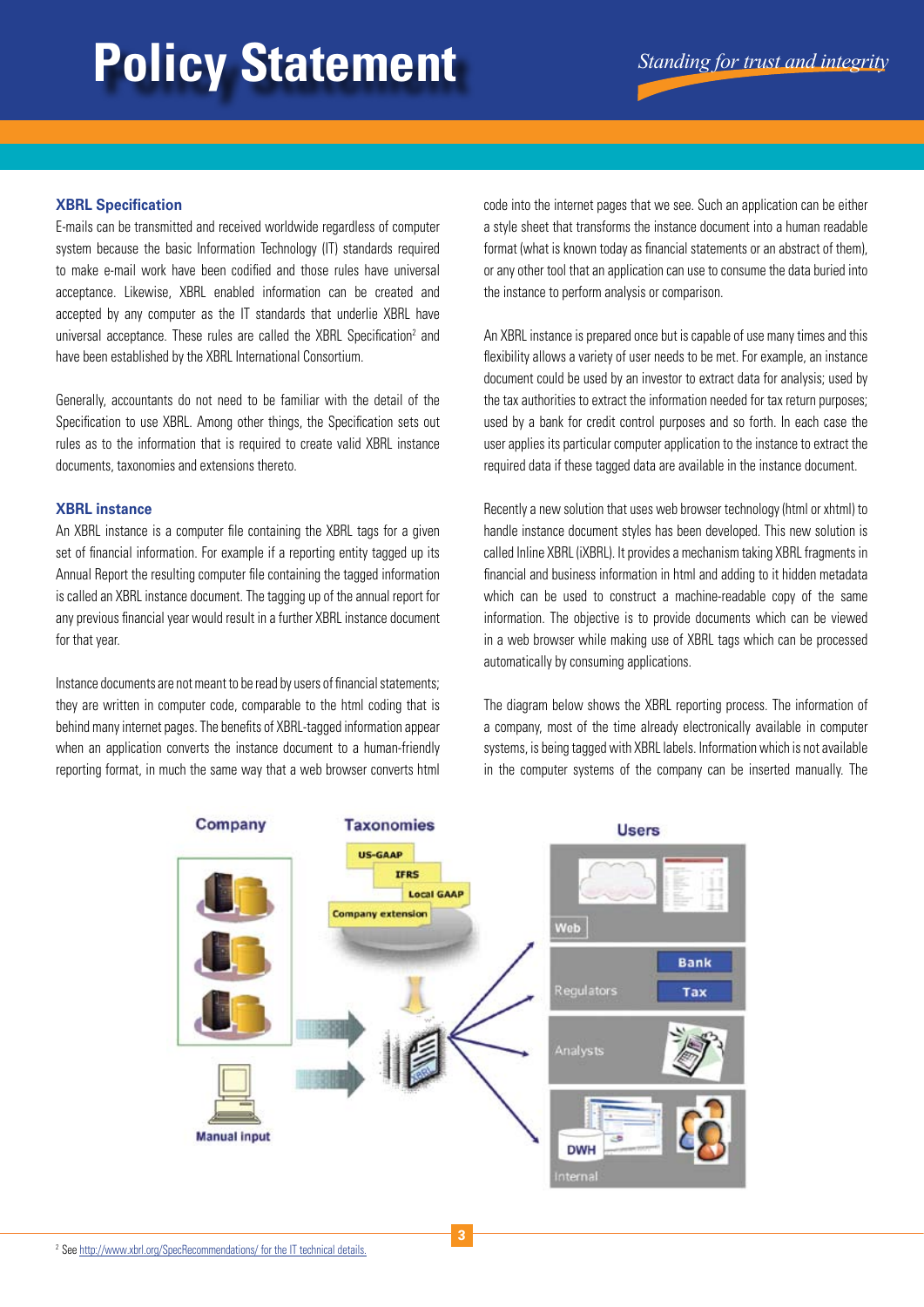# Policy Statement

*Standing for trust and integrity*

### XBRL Specification

E-mails can be transmitted and received worldwide regardless of computer system because the basic Information Technology (IT) standards required to make e-mail work have been codified and those rules have universal acceptance. Likewise, XBRL enabled information can be created and accepted by any computer as the IT standards that underlie XBRL have universal acceptance. These rules are called the XBRL Specification[2] and have been established by the XBRL International Consortium.

Generally, accountants do not need to be familiar with the detail of the Specification to use XBRL. Among other things, the Specification sets out rules as to the information that is required to create valid XBRL instance documents, taxonomies and extensions thereto.

### XBRL instance

An XBRL instance is a computer file containing the XBRL tags for a given set of financial information. For example if a reporting entity tagged up its Annual Report the resulting computer file containing the tagged information is called an XBRL instance document. The tagging up of the annual report for any previous financial year would result in a further XBRL instance document for that year.

Instance documents are not meant to be read by users of financial statements; they are written in computer code, comparable to the html coding that is behind many internet pages. The benefits of XBRL-tagged information appear when an application converts the instance document to a human-friendly reporting format, in much the same way that a web browser converts html code into the internet pages that we see. Such an application can be either a style sheet that transforms the instance document into a human readable format (what is known today as financial statements or an abstract of them), or any other tool that an application can use to consume the data buried into the instance to perform analysis or comparison.

An XBRL instance is prepared once but is capable of use many times and this flexibility allows a variety of user needs to be met. For example, an instance document could be used by an investor to extract data for analysis; used by the tax authorities to extract the information needed for tax return purposes; used by a bank for credit control purposes and so forth. In each case the user applies its particular computer application to the instance to extract the required data if these tagged data are available in the instance document.

Recently a new solution that uses web browser technology (html or xhtml) to handle instance document styles has been developed. This new solution is called Inline XBRL (iXBRL). It provides a mechanism taking XBRL fragments in financial and business information in html and adding to it hidden metadata which can be used to construct a machine-readable copy of the same information. The objective is to provide documents which can be viewed in a web browser while making use of XBRL tags which can be processed automatically by consuming applications.

The diagram below shows the XBRL reporting process. The information of a company, most of the time already electronically available in computer systems, is being tagged with XBRL labels. Information which is not available in the computer systems of the company can be inserted manually. The

Company | Taxonomies | Users

US-GAAP, IFRS, Local GAAP, Company extension

Manual input

Web | Regulators: Bank, Tax | Analysts | Internal: DWH

---

[2] See http://www.xbrl.org/SpecRecommendations/ for the IT technical details.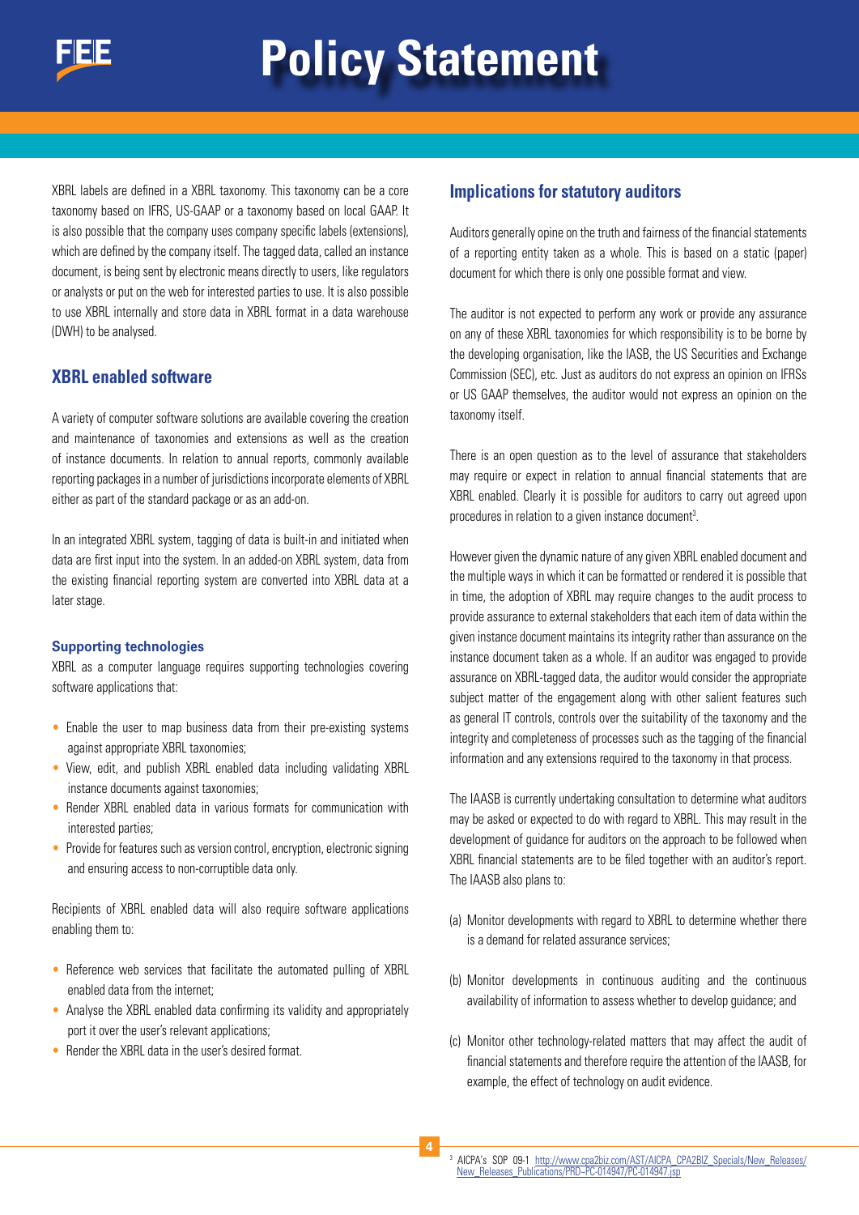XBRL labels are defined in a XBRL taxonomy. This taxonomy can be a core taxonomy based on IFRS, US-GAAP or a taxonomy based on local GAAP. It is also possible that the company uses company specific labels (extensions), which are defined by the company itself. The tagged data, called an instance document, is being sent by electronic means directly to users, like regulators or analysts or put on the web for interested parties to use. It is also possible to use XBRL internally and store data in XBRL format in a data warehouse (DWH) to be analysed.

## XBRL enabled software

A variety of computer software solutions are available covering the creation and maintenance of taxonomies and extensions as well as the creation of instance documents. In relation to annual reports, commonly available reporting packages in a number of jurisdictions incorporate elements of XBRL either as part of the standard package or as an add-on.

In an integrated XBRL system, tagging of data is built-in and initiated when data are first input into the system. In an added-on XBRL system, data from the existing financial reporting system are converted into XBRL data at a later stage.

### Supporting technologies

XBRL as a computer language requires supporting technologies covering software applications that:

- Enable the user to map business data from their pre-existing systems against appropriate XBRL taxonomies;
- View, edit, and publish XBRL enabled data including validating XBRL instance documents against taxonomies;
- Render XBRL enabled data in various formats for communication with interested parties;
- Provide for features such as version control, encryption, electronic signing and ensuring access to non-corruptible data only.

Recipients of XBRL enabled data will also require software applications enabling them to:

- Reference web services that facilitate the automated pulling of XBRL enabled data from the internet;
- Analyse the XBRL enabled data confirming its validity and appropriately port it over the user's relevant applications;
- Render the XBRL data in the user's desired format.

## Implications for statutory auditors

Auditors generally opine on the truth and fairness of the financial statements of a reporting entity taken as a whole. This is based on a static (paper) document for which there is only one possible format and view.

The auditor is not expected to perform any work or provide any assurance on any of these XBRL taxonomies for which responsibility is to be borne by the developing organisation, like the IASB, the US Securities and Exchange Commission (SEC), etc. Just as auditors do not express an opinion on IFRSs or US GAAP themselves, the auditor would not express an opinion on the taxonomy itself.

There is an open question as to the level of assurance that stakeholders may require or expect in relation to annual financial statements that are XBRL enabled. Clearly it is possible for auditors to carry out agreed upon procedures in relation to a given instance document[3].

However given the dynamic nature of any given XBRL enabled document and the multiple ways in which it can be formatted or rendered it is possible that in time, the adoption of XBRL may require changes to the audit process to provide assurance to external stakeholders that each item of data within the given instance document maintains its integrity rather than assurance on the instance document taken as a whole. If an auditor was engaged to provide assurance on XBRL-tagged data, the auditor would consider the appropriate subject matter of the engagement along with other salient features such as general IT controls, controls over the suitability of the taxonomy and the integrity and completeness of processes such as the tagging of the financial information and any extensions required to the taxonomy in that process.

The IAASB is currently undertaking consultation to determine what auditors may be asked or expected to do with regard to XBRL. This may result in the development of guidance for auditors on the approach to be followed when XBRL financial statements are to be filed together with an auditor's report. The IAASB also plans to:

(a) Monitor developments with regard to XBRL to determine whether there is a demand for related assurance services;

(b) Monitor developments in continuous auditing and the continuous availability of information to assess whether to develop guidance; and

(c) Monitor other technology-related matters that may affect the audit of financial statements and therefore require the attention of the IAASB, for example, the effect of technology on audit evidence.

[3] AICPA's SOP 09-1 http://www.cpa2biz.com/AST/AICPA_CPA2BIZ_Specials/New_Releases/New_Releases_Publications/PRD~PC-014947/PC-014947.jsp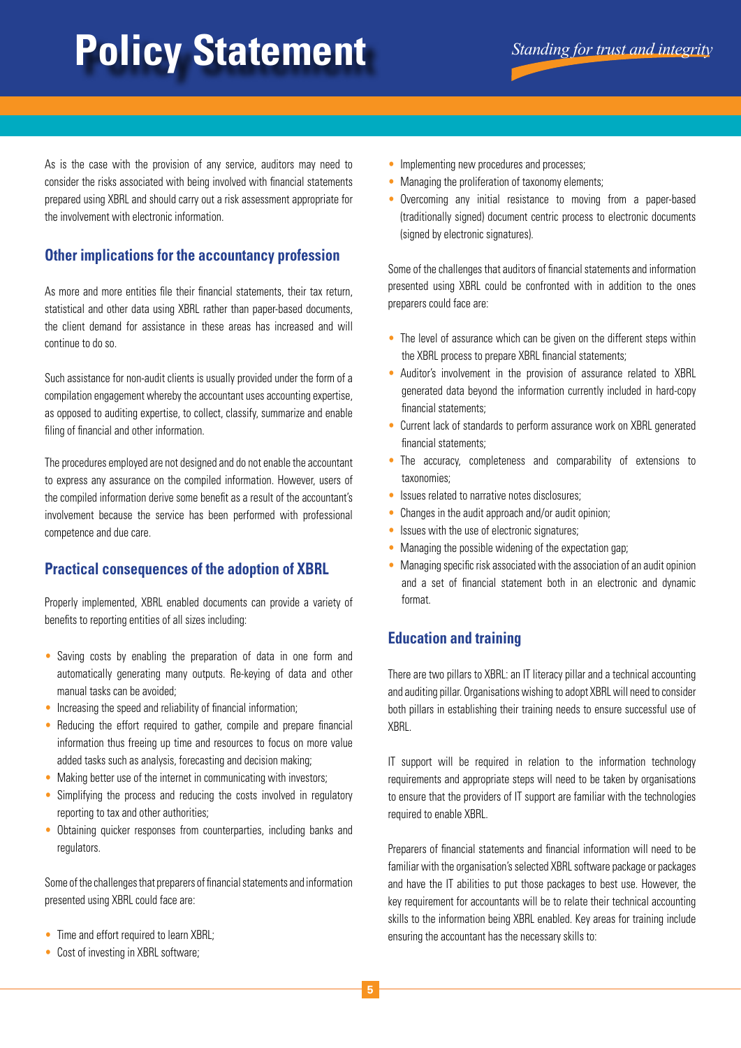As is the case with the provision of any service, auditors may need to consider the risks associated with being involved with financial statements prepared using XBRL and should carry out a risk assessment appropriate for the involvement with electronic information.

## Other implications for the accountancy profession

As more and more entities file their financial statements, their tax return, statistical and other data using XBRL rather than paper-based documents, the client demand for assistance in these areas has increased and will continue to do so.

Such assistance for non-audit clients is usually provided under the form of a compilation engagement whereby the accountant uses accounting expertise, as opposed to auditing expertise, to collect, classify, summarize and enable filing of financial and other information.

The procedures employed are not designed and do not enable the accountant to express any assurance on the compiled information. However, users of the compiled information derive some benefit as a result of the accountant's involvement because the service has been performed with professional competence and due care.

## Practical consequences of the adoption of XBRL

Properly implemented, XBRL enabled documents can provide a variety of benefits to reporting entities of all sizes including:

- Saving costs by enabling the preparation of data in one form and automatically generating many outputs. Re-keying of data and other manual tasks can be avoided;
- Increasing the speed and reliability of financial information;
- Reducing the effort required to gather, compile and prepare financial information thus freeing up time and resources to focus on more value added tasks such as analysis, forecasting and decision making;
- Making better use of the internet in communicating with investors;
- Simplifying the process and reducing the costs involved in regulatory reporting to tax and other authorities;
- Obtaining quicker responses from counterparties, including banks and regulators.

Some of the challenges that preparers of financial statements and information presented using XBRL could face are:

- Time and effort required to learn XBRL;
- Cost of investing in XBRL software;
- Implementing new procedures and processes;
- Managing the proliferation of taxonomy elements;
- Overcoming any initial resistance to moving from a paper-based (traditionally signed) document centric process to electronic documents (signed by electronic signatures).

Some of the challenges that auditors of financial statements and information presented using XBRL could be confronted with in addition to the ones preparers could face are:

- The level of assurance which can be given on the different steps within the XBRL process to prepare XBRL financial statements;
- Auditor's involvement in the provision of assurance related to XBRL generated data beyond the information currently included in hard-copy financial statements;
- Current lack of standards to perform assurance work on XBRL generated financial statements;
- The accuracy, completeness and comparability of extensions to taxonomies;
- Issues related to narrative notes disclosures;
- Changes in the audit approach and/or audit opinion;
- Issues with the use of electronic signatures;
- Managing the possible widening of the expectation gap;
- Managing specific risk associated with the association of an audit opinion and a set of financial statement both in an electronic and dynamic format.

## Education and training

There are two pillars to XBRL: an IT literacy pillar and a technical accounting and auditing pillar. Organisations wishing to adopt XBRL will need to consider both pillars in establishing their training needs to ensure successful use of XBRL.

IT support will be required in relation to the information technology requirements and appropriate steps will need to be taken by organisations to ensure that the providers of IT support are familiar with the technologies required to enable XBRL.

Preparers of financial statements and financial information will need to be familiar with the organisation's selected XBRL software package or packages and have the IT abilities to put those packages to best use. However, the key requirement for accountants will be to relate their technical accounting skills to the information being XBRL enabled. Key areas for training include ensuring the accountant has the necessary skills to: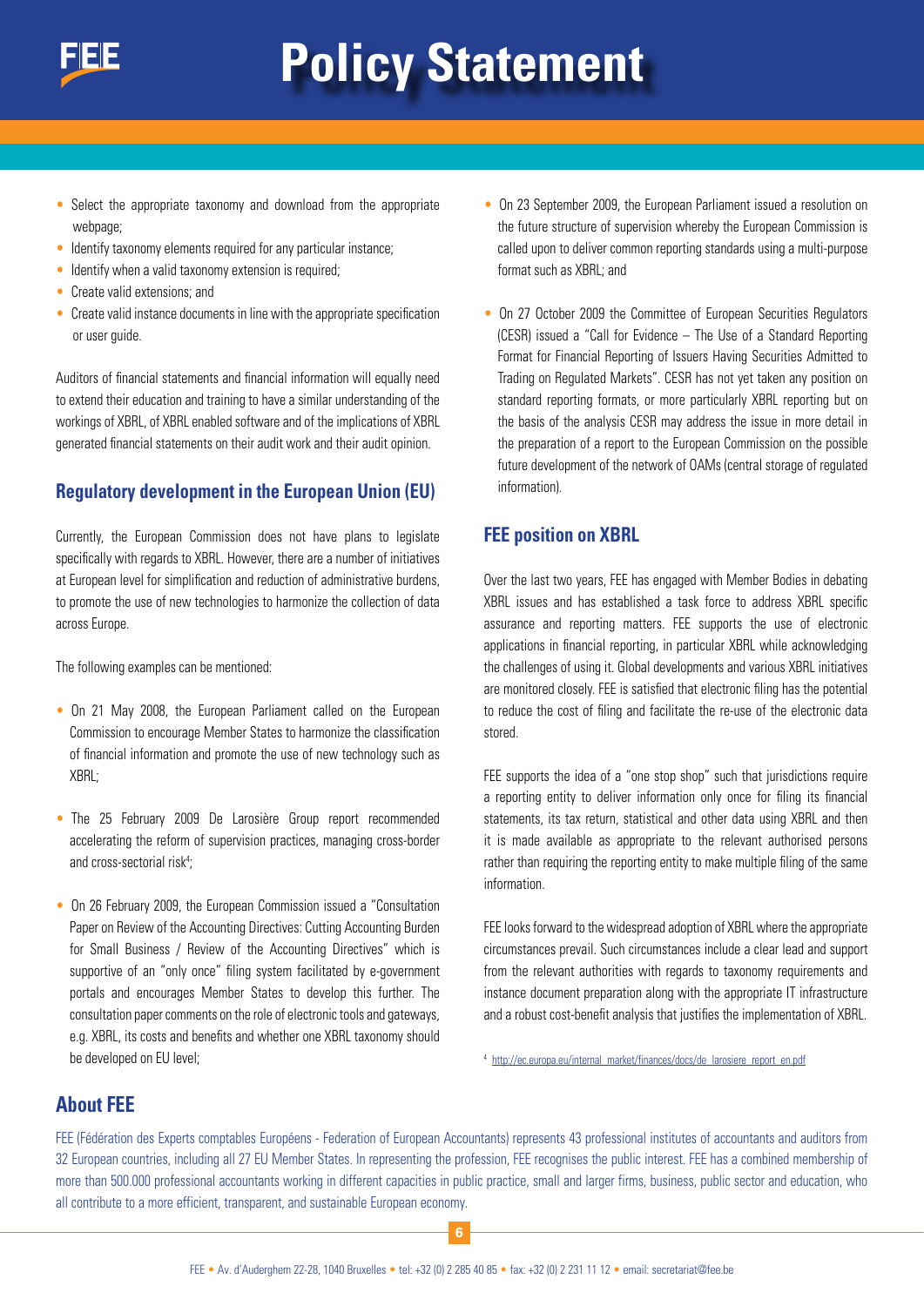- Select the appropriate taxonomy and download from the appropriate webpage;
- Identify taxonomy elements required for any particular instance;
- Identify when a valid taxonomy extension is required;
- Create valid extensions; and
- Create valid instance documents in line with the appropriate specification or user guide.

Auditors of financial statements and financial information will equally need to extend their education and training to have a similar understanding of the workings of XBRL, of XBRL enabled software and of the implications of XBRL generated financial statements on their audit work and their audit opinion.

## Regulatory development in the European Union (EU)

Currently, the European Commission does not have plans to legislate specifically with regards to XBRL. However, there are a number of initiatives at European level for simplification and reduction of administrative burdens, to promote the use of new technologies to harmonize the collection of data across Europe.

The following examples can be mentioned:

- On 21 May 2008, the European Parliament called on the European Commission to encourage Member States to harmonize the classification of financial information and promote the use of new technology such as XBRL;

- The 25 February 2009 De Larosière Group report recommended accelerating the reform of supervision practices, managing cross-border and cross-sectorial risk[4];

- On 26 February 2009, the European Commission issued a "Consultation Paper on Review of the Accounting Directives: Cutting Accounting Burden for Small Business / Review of the Accounting Directives" which is supportive of an "only once" filing system facilitated by e-government portals and encourages Member States to develop this further. The consultation paper comments on the role of electronic tools and gateways, e.g. XBRL, its costs and benefits and whether one XBRL taxonomy should be developed on EU level;

- On 23 September 2009, the European Parliament issued a resolution on the future structure of supervision whereby the European Commission is called upon to deliver common reporting standards using a multi-purpose format such as XBRL; and

- On 27 October 2009 the Committee of European Securities Regulators (CESR) issued a "Call for Evidence – The Use of a Standard Reporting Format for Financial Reporting of Issuers Having Securities Admitted to Trading on Regulated Markets". CESR has not yet taken any position on standard reporting formats, or more particularly XBRL reporting but on the basis of the analysis CESR may address the issue in more detail in the preparation of a report to the European Commission on the possible future development of the network of OAMs (central storage of regulated information).

## FEE position on XBRL

Over the last two years, FEE has engaged with Member Bodies in debating XBRL issues and has established a task force to address XBRL specific assurance and reporting matters. FEE supports the use of electronic applications in financial reporting, in particular XBRL while acknowledging the challenges of using it. Global developments and various XBRL initiatives are monitored closely. FEE is satisfied that electronic filing has the potential to reduce the cost of filing and facilitate the re-use of the electronic data stored.

FEE supports the idea of a "one stop shop" such that jurisdictions require a reporting entity to deliver information only once for filing its financial statements, its tax return, statistical and other data using XBRL and then it is made available as appropriate to the relevant authorised persons rather than requiring the reporting entity to make multiple filing of the same information.

FEE looks forward to the widespread adoption of XBRL where the appropriate circumstances prevail. Such circumstances include a clear lead and support from the relevant authorities with regards to taxonomy requirements and instance document preparation along with the appropriate IT infrastructure and a robust cost-benefit analysis that justifies the implementation of XBRL.

[4] http://ec.europa.eu/internal_market/finances/docs/de_larosiere_report_en.pdf

## About FEE

FEE (Fédération des Experts comptables Européens - Federation of European Accountants) represents 43 professional institutes of accountants and auditors from 32 European countries, including all 27 EU Member States. In representing the profession, FEE recognises the public interest. FEE has a combined membership of more than 500.000 professional accountants working in different capacities in public practice, small and larger firms, business, public sector and education, who all contribute to a more efficient, transparent, and sustainable European economy.

FEE • Av. d'Auderghem 22-28, 1040 Bruxelles • tel: +32 (0) 2 285 40 85 • fax: +32 (0) 2 231 11 12 • email: secretariat@fee.be